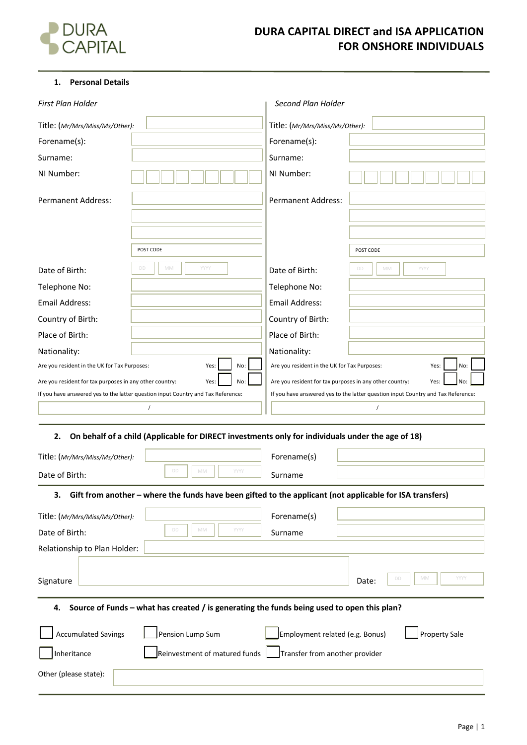DURA CAPITAL

# DURA CAPITAL DIRECT and ISA APPLICATION FOR ONSHORE INDIVIDUALS

## 1. Personal Details

| *First Plan Holder* | | *Second Plan Holder* | |
|---|---|---|---|
| Title: (*Mr/Mrs/Miss/Ms/Other*): | | Title: (*Mr/Mrs/Miss/Ms/Other*): | |
| Forename(s): | | Forename(s): | |
| Surname: | | Surname: | |
| NI Number: | | NI Number: | |
| Permanent Address: | | Permanent Address: | |
| | POST CODE | | POST CODE |
| Date of Birth: | DD MM YYYY | Date of Birth: | DD MM YYYY |
| Telephone No: | | Telephone No: | |
| Email Address: | | Email Address: | |
| Country of Birth: | | Country of Birth: | |
| Place of Birth: | | Place of Birth: | |
| Nationality: | | Nationality: | |
| Are you resident in the UK for Tax Purposes: | Yes: ☐ No: ☐ | Are you resident in the UK for Tax Purposes: | Yes: ☐ No: ☐ |
| Are you resident for tax purposes in any other country: | Yes: ☐ No: ☐ | Are you resident for tax purposes in any other country: | Yes: ☐ No: ☐ |

If you have answered yes to the latter question input Country and Tax Reference: /

If you have answered yes to the latter question input Country and Tax Reference: /

## 2. On behalf of a child (Applicable for DIRECT investments only for individuals under the age of 18)

| | | | |
|---|---|---|---|
| Title: (*Mr/Mrs/Miss/Ms/Other*): | | Forename(s) | |
| Date of Birth: | DD MM YYYY | Surname | |

## 3. Gift from another – where the funds have been gifted to the applicant (not applicable for ISA transfers)

| | | | |
|---|---|---|---|
| Title: (*Mr/Mrs/Miss/Ms/Other*): | | Forename(s) | |
| Date of Birth: | DD MM YYYY | Surname | |

Relationship to Plan Holder:

Signature

Date: DD MM YYYY

## 4. Source of Funds – what has created / is generating the funds being used to open this plan?

☐ Accumulated Savings ☐ Pension Lump Sum ☐ Employment related (e.g. Bonus) ☐ Property Sale

☐ Inheritance ☐ Reinvestment of matured funds ☐ Transfer from another provider

Other (please state):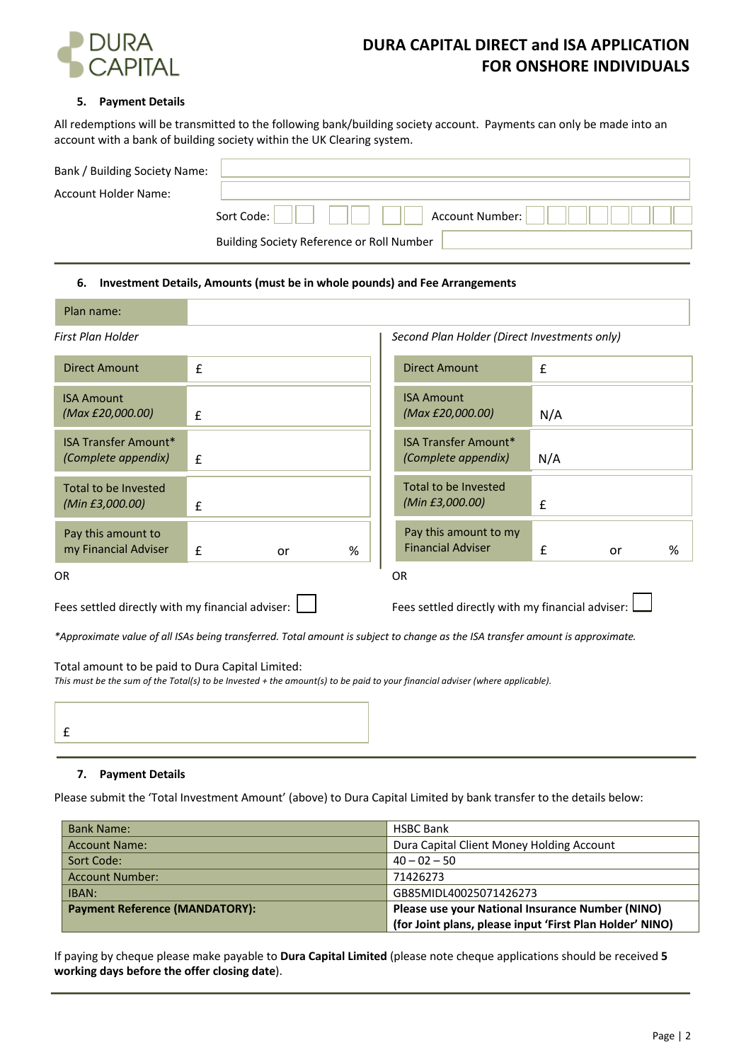**5. Payment Details**

All redemptions will be transmitted to the following bank/building society account. Payments can only be made into an account with a bank of building society within the UK Clearing system.

Bank / Building Society Name:

Account Holder Name:

Sort Code: Account Number:

Building Society Reference or Roll Number

**6. Investment Details, Amounts (must be in whole pounds) and Fee Arrangements**

Plan name:

| *First Plan Holder* | | *Second Plan Holder (Direct Investments only)* | |
|---|---|---|---|
| Direct Amount | £ | Direct Amount | £ |
| ISA Amount *(Max £20,000.00)* | £ | ISA Amount *(Max £20,000.00)* | N/A |
| ISA Transfer Amount* *(Complete appendix)* | £ | ISA Transfer Amount* *(Complete appendix)* | N/A |
| Total to be Invested *(Min £3,000.00)* | £ | Total to be Invested *(Min £3,000.00)* | £ |
| Pay this amount to my Financial Adviser | £ or % | Pay this amount to my Financial Adviser | £ or % |

OR

Fees settled directly with my financial adviser: ☐

OR

Fees settled directly with my financial adviser: ☐

*\*Approximate value of all ISAs being transferred. Total amount is subject to change as the ISA transfer amount is approximate.*

Total amount to be paid to Dura Capital Limited:

*This must be the sum of the Total(s) to be Invested + the amount(s) to be paid to your financial adviser (where applicable).*

£

**7. Payment Details**

Please submit the 'Total Investment Amount' (above) to Dura Capital Limited by bank transfer to the details below:

| | |
|---|---|
| Bank Name: | HSBC Bank |
| Account Name: | Dura Capital Client Money Holding Account |
| Sort Code: | 40 – 02 – 50 |
| Account Number: | 71426273 |
| IBAN: | GB85MIDL40025071426273 |
| **Payment Reference (MANDATORY):** | **Please use your National Insurance Number (NINO) (for Joint plans, please input 'First Plan Holder' NINO)** |

If paying by cheque please make payable to **Dura Capital Limited** (please note cheque applications should be received **5 working days before the offer closing date**).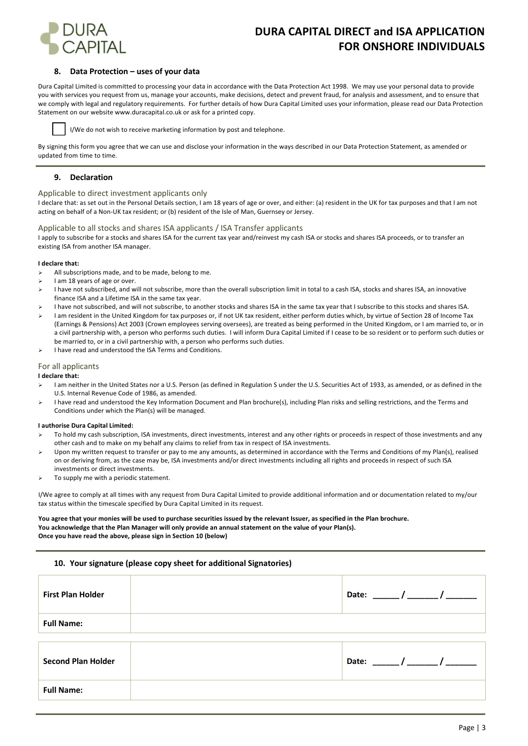# DURA CAPITAL DIRECT and ISA APPLICATION FOR ONSHORE INDIVIDUALS

## 8. Data Protection – uses of your data

Dura Capital Limited is committed to processing your data in accordance with the Data Protection Act 1998. We may use your personal data to provide you with services you request from us, manage your accounts, make decisions, detect and prevent fraud, for analysis and assessment, and to ensure that we comply with legal and regulatory requirements. For further details of how Dura Capital Limited uses your information, please read our Data Protection Statement on our website www.duracapital.co.uk or ask for a printed copy.

☐ I/We do not wish to receive marketing information by post and telephone.

By signing this form you agree that we can use and disclose your information in the ways described in our Data Protection Statement, as amended or updated from time to time.

## 9. Declaration

### Applicable to direct investment applicants only

I declare that: as set out in the Personal Details section, I am 18 years of age or over, and either: (a) resident in the UK for tax purposes and that I am not acting on behalf of a Non-UK tax resident; or (b) resident of the Isle of Man, Guernsey or Jersey.

### Applicable to all stocks and shares ISA applicants / ISA Transfer applicants

I apply to subscribe for a stocks and shares ISA for the current tax year and/reinvest my cash ISA or stocks and shares ISA proceeds, or to transfer an existing ISA from another ISA manager.

**I declare that:**

- All subscriptions made, and to be made, belong to me.
- I am 18 years of age or over.
- I have not subscribed, and will not subscribe, more than the overall subscription limit in total to a cash ISA, stocks and shares ISA, an innovative finance ISA and a Lifetime ISA in the same tax year.
- I have not subscribed, and will not subscribe, to another stocks and shares ISA in the same tax year that I subscribe to this stocks and shares ISA.
- I am resident in the United Kingdom for tax purposes or, if not UK tax resident, either perform duties which, by virtue of Section 28 of Income Tax (Earnings & Pensions) Act 2003 (Crown employees serving oversees), are treated as being performed in the United Kingdom, or I am married to, or in a civil partnership with, a person who performs such duties. I will inform Dura Capital Limited if I cease to be so resident or to perform such duties or be married to, or in a civil partnership with, a person who performs such duties.
- I have read and understood the ISA Terms and Conditions.

### For all applicants

**I declare that:**

- I am neither in the United States nor a U.S. Person (as defined in Regulation S under the U.S. Securities Act of 1933, as amended, or as defined in the U.S. Internal Revenue Code of 1986, as amended.
- I have read and understood the Key Information Document and Plan brochure(s), including Plan risks and selling restrictions, and the Terms and Conditions under which the Plan(s) will be managed.

**I authorise Dura Capital Limited:**

- To hold my cash subscription, ISA investments, direct investments, interest and any other rights or proceeds in respect of those investments and any other cash and to make on my behalf any claims to relief from tax in respect of ISA investments.
- Upon my written request to transfer or pay to me any amounts, as determined in accordance with the Terms and Conditions of my Plan(s), realised on or deriving from, as the case may be, ISA investments and/or direct investments including all rights and proceeds in respect of such ISA investments or direct investments.
- To supply me with a periodic statement.

I/We agree to comply at all times with any request from Dura Capital Limited to provide additional information and or documentation related to my/our tax status within the timescale specified by Dura Capital Limited in its request.

**You agree that your monies will be used to purchase securities issued by the relevant Issuer, as specified in the Plan brochure.**
**You acknowledge that the Plan Manager will only provide an annual statement on the value of your Plan(s).**
**Once you have read the above, please sign in Section 10 (below)**

## 10. Your signature (please copy sheet for additional Signatories)

| | | |
|---|---|---|
| **First Plan Holder** | | **Date:** _____ / _____ / _____ |
| **Full Name:** | | |

| | | |
|---|---|---|
| **Second Plan Holder** | | **Date:** _____ / _____ / _____ |
| **Full Name:** | | |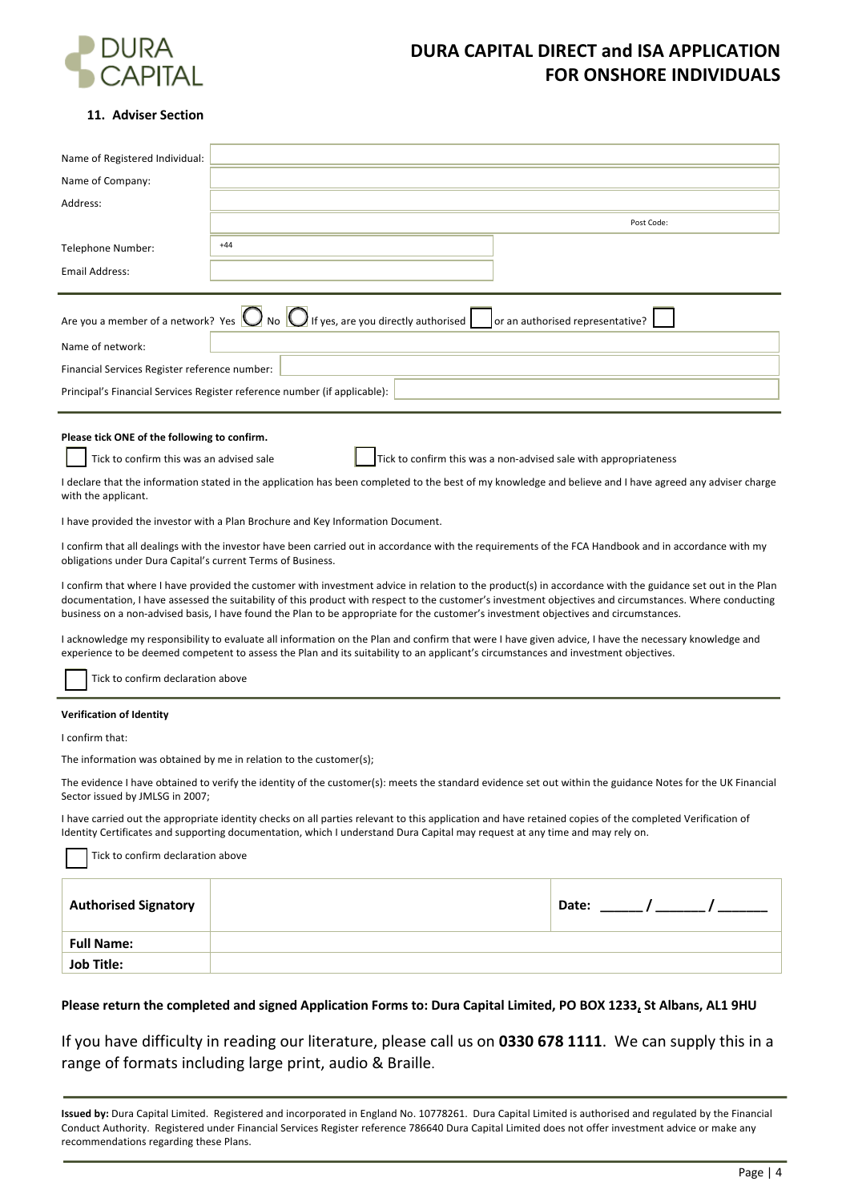# DURA CAPITAL DIRECT and ISA APPLICATION FOR ONSHORE INDIVIDUALS

## 11. Adviser Section

| | |
|---|---|
| Name of Registered Individual: | |
| Name of Company: | |
| Address: | |
| | Post Code: |
| Telephone Number: | +44 |
| Email Address: | |

Are you a member of a network? Yes ☐ No ☐ If yes, are you directly authorised ☐ or an authorised representative? ☐

Name of network:

Financial Services Register reference number:

Principal's Financial Services Register reference number (if applicable):

**Please tick ONE of the following to confirm.**

☐ Tick to confirm this was an advised sale ☐ Tick to confirm this was a non-advised sale with appropriateness

I declare that the information stated in the application has been completed to the best of my knowledge and believe and I have agreed any adviser charge with the applicant.

I have provided the investor with a Plan Brochure and Key Information Document.

I confirm that all dealings with the investor have been carried out in accordance with the requirements of the FCA Handbook and in accordance with my obligations under Dura Capital's current Terms of Business.

I confirm that where I have provided the customer with investment advice in relation to the product(s) in accordance with the guidance set out in the Plan documentation, I have assessed the suitability of this product with respect to the customer's investment objectives and circumstances. Where conducting business on a non-advised basis, I have found the Plan to be appropriate for the customer's investment objectives and circumstances.

I acknowledge my responsibility to evaluate all information on the Plan and confirm that were I have given advice, I have the necessary knowledge and experience to be deemed competent to assess the Plan and its suitability to an applicant's circumstances and investment objectives.

☐ Tick to confirm declaration above

**Verification of Identity**

I confirm that:

The information was obtained by me in relation to the customer(s);

The evidence I have obtained to verify the identity of the customer(s): meets the standard evidence set out within the guidance Notes for the UK Financial Sector issued by JMLSG in 2007;

I have carried out the appropriate identity checks on all parties relevant to this application and have retained copies of the completed Verification of Identity Certificates and supporting documentation, which I understand Dura Capital may request at any time and may rely on.

☐ Tick to confirm declaration above

| | | |
|---|---|---|
| **Authorised Signatory** | | **Date: \_\_\_\_\_\_ / \_\_\_\_\_\_ / \_\_\_\_\_\_** |
| **Full Name:** | | |
| **Job Title:** | | |

**Please return the completed and signed Application Forms to: Dura Capital Limited, PO BOX 1233, St Albans, AL1 9HU**

If you have difficulty in reading our literature, please call us on **0330 678 1111**. We can supply this in a range of formats including large print, audio & Braille.

**Issued by:** Dura Capital Limited. Registered and incorporated in England No. 10778261. Dura Capital Limited is authorised and regulated by the Financial Conduct Authority. Registered under Financial Services Register reference 786640 Dura Capital Limited does not offer investment advice or make any recommendations regarding these Plans.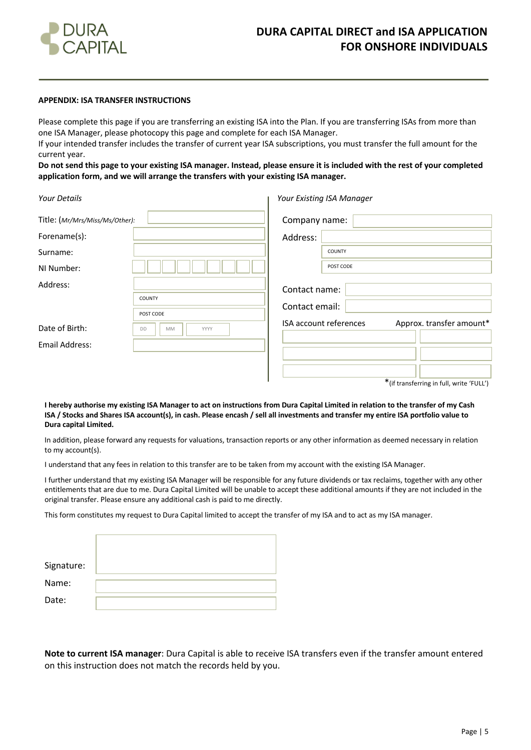# DURA CAPITAL DIRECT and ISA APPLICATION FOR ONSHORE INDIVIDUALS

**APPENDIX: ISA TRANSFER INSTRUCTIONS**

Please complete this page if you are transferring an existing ISA into the Plan. If you are transferring ISAs from more than one ISA Manager, please photocopy this page and complete for each ISA Manager.

If your intended transfer includes the transfer of current year ISA subscriptions, you must transfer the full amount for the current year.

**Do not send this page to your existing ISA manager. Instead, please ensure it is included with the rest of your completed application form, and we will arrange the transfers with your existing ISA manager.**

*Your Details*

Title: (*Mr/Mrs/Miss/Ms/Other)*:

Forename(s):

Surname:

NI Number:

Address:

COUNTY

POST CODE

Date of Birth: DD MM YYYY

Email Address:

*Your Existing ISA Manager*

Company name:

Address:

COUNTY

POST CODE

Contact name:

Contact email:

| ISA account references | Approx. transfer amount* |
| --- | --- |
| | |
| | |
| | |

*(if transferring in full, write 'FULL')

**I hereby authorise my existing ISA Manager to act on instructions from Dura Capital Limited in relation to the transfer of my Cash ISA / Stocks and Shares ISA account(s), in cash. Please encash / sell all investments and transfer my entire ISA portfolio value to Dura capital Limited.**

In addition, please forward any requests for valuations, transaction reports or any other information as deemed necessary in relation to my account(s).

I understand that any fees in relation to this transfer are to be taken from my account with the existing ISA Manager.

I further understand that my existing ISA Manager will be responsible for any future dividends or tax reclaims, together with any other entitlements that are due to me. Dura Capital Limited will be unable to accept these additional amounts if they are not included in the original transfer. Please ensure any additional cash is paid to me directly.

This form constitutes my request to Dura Capital limited to accept the transfer of my ISA and to act as my ISA manager.

Signature:

Name:

Date:

**Note to current ISA manager**: Dura Capital is able to receive ISA transfers even if the transfer amount entered on this instruction does not match the records held by you.